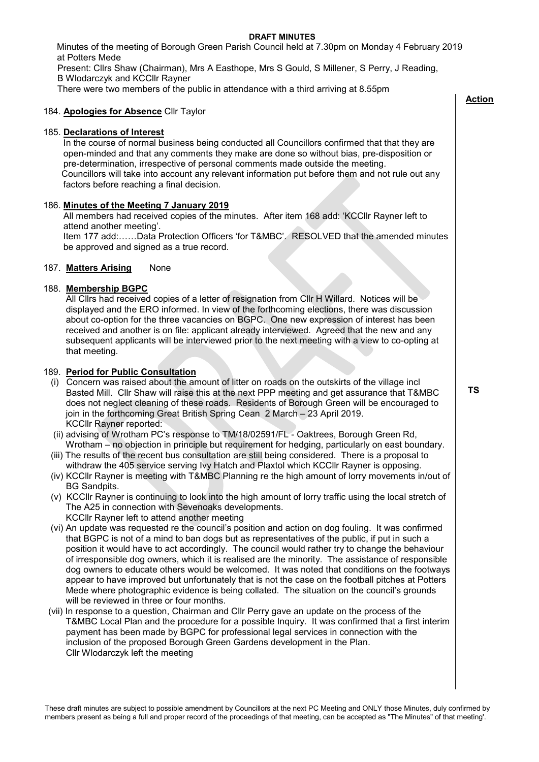**DRAFT MINUTES**

Minutes of the meeting of Borough Green Parish Council held at 7.30pm on Monday 4 February 2019 at Potters Mede

Present: Cllrs Shaw (Chairman), Mrs A Easthope, Mrs S Gould, S Millener, S Perry, J Reading, B Wlodarczyk and KCCllr Rayner

There were two members of the public in attendance with a third arriving at 8.55pm

**Action**

184. **Apologies for Absence** Cllr Taylor

185. **Declarations of Interest**

In the course of normal business being conducted all Councillors confirmed that that they are open-minded and that any comments they make are done so without bias, pre-disposition or pre-determination, irrespective of personal comments made outside the meeting.

Councillors will take into account any relevant information put before them and not rule out any factors before reaching a final decision.

186. **Minutes of the Meeting 7 January 2019**

All members had received copies of the minutes. After item 168 add: 'KCCllr Rayner left to attend another meeting'.

Item 177 add:……Data Protection Officers 'for T&MBC'. RESOLVED that the amended minutes be approved and signed as a true record.

187. **Matters Arising** None

188. **Membership BGPC**

All Cllrs had received copies of a letter of resignation from Cllr H Willard. Notices will be displayed and the ERO informed. In view of the forthcoming elections, there was discussion about co-option for the three vacancies on BGPC. One new expression of interest has been received and another is on file: applicant already interviewed. Agreed that the new and any subsequent applicants will be interviewed prior to the next meeting with a view to co-opting at that meeting.

189. **Period for Public Consultation**

(i) Concern was raised about the amount of litter on roads on the outskirts of the village incl Basted Mill. Cllr Shaw will raise this at the next PPP meeting and get assurance that T&MBC does not neglect cleaning of these roads. Residents of Borough Green will be encouraged to join in the forthcoming Great British Spring Cean 2 March – 23 April 2019. **TS**

KCCllr Rayner reported:

(ii) advising of Wrotham PC's response to TM/18/02591/FL - Oaktrees, Borough Green Rd, Wrotham – no objection in principle but requirement for hedging, particularly on east boundary.

(iii) The results of the recent bus consultation are still being considered. There is a proposal to withdraw the 405 service serving Ivy Hatch and Plaxtol which KCCllr Rayner is opposing.

(iv) KCCllr Rayner is meeting with T&MBC Planning re the high amount of lorry movements in/out of BG Sandpits.

(v) KCCllr Rayner is continuing to look into the high amount of lorry traffic using the local stretch of The A25 in connection with Sevenoaks developments.

KCCllr Rayner left to attend another meeting

(vi) An update was requested re the council's position and action on dog fouling. It was confirmed that BGPC is not of a mind to ban dogs but as representatives of the public, if put in such a position it would have to act accordingly. The council would rather try to change the behaviour of irresponsible dog owners, which it is realised are the minority. The assistance of responsible dog owners to educate others would be welcomed. It was noted that conditions on the footways appear to have improved but unfortunately that is not the case on the football pitches at Potters Mede where photographic evidence is being collated. The situation on the council's grounds will be reviewed in three or four months.

(vii) In response to a question, Chairman and Cllr Perry gave an update on the process of the T&MBC Local Plan and the procedure for a possible Inquiry. It was confirmed that a first interim payment has been made by BGPC for professional legal services in connection with the inclusion of the proposed Borough Green Gardens development in the Plan.

Cllr Wlodarczyk left the meeting

These draft minutes are subject to possible amendment by Councillors at the next PC Meeting and ONLY those Minutes, duly confirmed by members present as being a full and proper record of the proceedings of that meeting, can be accepted as "The Minutes" of that meeting'.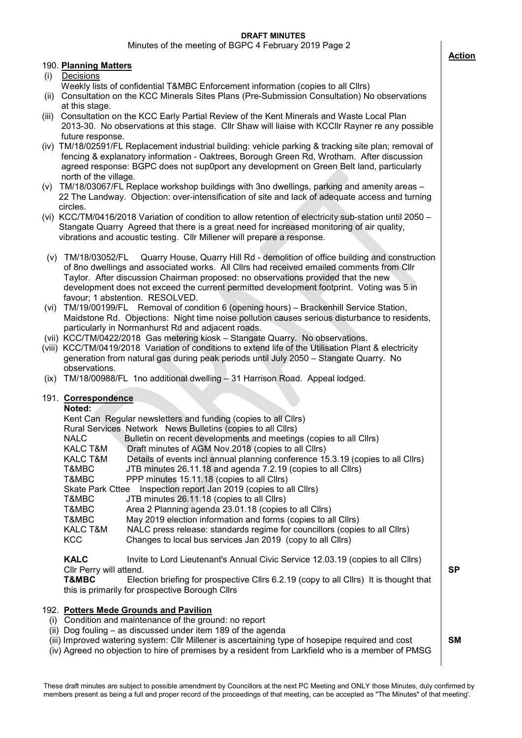**DRAFT MINUTES**

Minutes of the meeting of BGPC 4 February 2019 Page 2

**Action**

190. **Planning Matters**

(i) Decisions

Weekly lists of confidential T&MBC Enforcement information (copies to all Cllrs)

(ii) Consultation on the KCC Minerals Sites Plans (Pre-Submission Consultation) No observations at this stage.

(iii) Consultation on the KCC Early Partial Review of the Kent Minerals and Waste Local Plan 2013-30. No observations at this stage. Cllr Shaw will liaise with KCCllr Rayner re any possible future response.

(iv) TM/18/02591/FL Replacement industrial building: vehicle parking & tracking site plan; removal of fencing & explanatory information - Oaktrees, Borough Green Rd, Wrotham. After discussion agreed response: BGPC does not sup0port any development on Green Belt land, particularly north of the village.

(v) TM/18/03067/FL Replace workshop buildings with 3no dwellings, parking and amenity areas – 22 The Landway. Objection: over-intensification of site and lack of adequate access and turning circles.

(vi) KCC/TM/0416/2018 Variation of condition to allow retention of electricity sub-station until 2050 – Stangate Quarry Agreed that there is a great need for increased monitoring of air quality, vibrations and acoustic testing. Cllr Millener will prepare a response.

(v) TM/18/03052/FL Quarry House, Quarry Hill Rd - demolition of office building and construction of 8no dwellings and associated works. All Cllrs had received emailed comments from Cllr Taylor. After discussion Chairman proposed: no observations provided that the new development does not exceed the current permitted development footprint. Voting was 5 in favour; 1 abstention. RESOLVED.

(vi) TM/19/00199/FL Removal of condition 6 (opening hours) – Brackenhill Service Station, Maidstone Rd. Objections: Night time noise pollution causes serious disturbance to residents, particularly in Normanhurst Rd and adjacent roads.

(vii) KCC/TM/0422/2018 Gas metering kiosk – Stangate Quarry. No observations.

(viii) KCC/TM/0419/2018 Variation of conditions to extend life of the Utilisation Plant & electricity generation from natural gas during peak periods until July 2050 – Stangate Quarry. No observations.

(ix) TM/18/00988/FL 1no additional dwelling – 31 Harrison Road. Appeal lodged.

191. **Correspondence**

**Noted:**

Kent Can Regular newsletters and funding (copies to all Cllrs)
Rural Services Network News Bulletins (copies to all Cllrs)
NALC Bulletin on recent developments and meetings (copies to all Cllrs)
KALC T&M Draft minutes of AGM Nov.2018 (copies to all Cllrs)
KALC T&M Details of events incl annual planning conference 15.3.19 (copies to all Cllrs)
T&MBC JTB minutes 26.11.18 and agenda 7.2.19 (copies to all Cllrs)
T&MBC PPP minutes 15.11.18 (copies to all Cllrs)
Skate Park Cttee Inspection report Jan 2019 (copies to all Cllrs)
T&MBC JTB minutes 26.11.18 (copies to all Cllrs)
T&MBC Area 2 Planning agenda 23.01.18 (copies to all Cllrs)
T&MBC May 2019 election information and forms (copies to all Cllrs)
KALC T&M NALC press release: standards regime for councillors (copies to all Cllrs)
KCC Changes to local bus services Jan 2019 (copy to all Cllrs)

**KALC** Invite to Lord Lieutenant's Annual Civic Service 12.03.19 (copies to all Cllrs) Cllr Perry will attend. — **SP**

**T&MBC** Election briefing for prospective Cllrs 6.2.19 (copy to all Cllrs) It is thought that this is primarily for prospective Borough Cllrs

192. **Potters Mede Grounds and Pavilion**

(i) Condition and maintenance of the ground: no report

(ii) Dog fouling – as discussed under item 189 of the agenda

(iii) Improved watering system: Cllr Millener is ascertaining type of hosepipe required and cost — **SM**

(iv) Agreed no objection to hire of premises by a resident from Larkfield who is a member of PMSG

These draft minutes are subject to possible amendment by Councillors at the next PC Meeting and ONLY those Minutes, duly confirmed by members present as being a full and proper record of the proceedings of that meeting, can be accepted as "The Minutes" of that meeting'.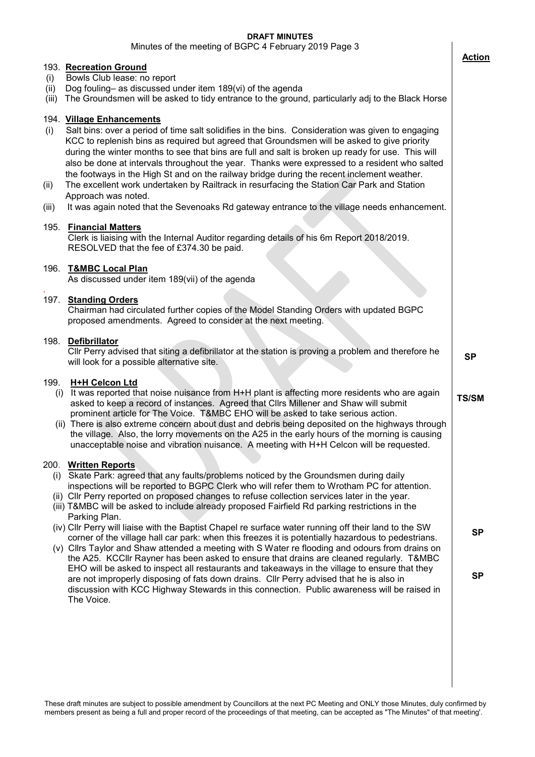**DRAFT MINUTES**

Minutes of the meeting of BGPC 4 February 2019

**Action**

193. **Recreation Ground**
   (i) Bowls Club lease: no report
   (ii) Dog fouling– as discussed under item 189(vi) of the agenda
   (iii) The Groundsmen will be asked to tidy entrance to the ground, particularly adj to the Black Horse

194. **Village Enhancements**
   (i) Salt bins: over a period of time salt solidifies in the bins. Consideration was given to engaging KCC to replenish bins as required but agreed that Groundsmen will be asked to give priority during the winter months to see that bins are full and salt is broken up ready for use. This will also be done at intervals throughout the year. Thanks were expressed to a resident who salted the footways in the High St and on the railway bridge during the recent inclement weather.
   (ii) The excellent work undertaken by Railtrack in resurfacing the Station Car Park and Station Approach was noted.
   (iii) It was again noted that the Sevenoaks Rd gateway entrance to the village needs enhancement.

195. **Financial Matters**
   Clerk is liaising with the Internal Auditor regarding details of his 6m Report 2018/2019. RESOLVED that the fee of £374.30 be paid.

196. **T&MBC Local Plan**
   As discussed under item 189(vii) of the agenda

197. **Standing Orders**
   Chairman had circulated further copies of the Model Standing Orders with updated BGPC proposed amendments. Agreed to consider at the next meeting.

198. **Defibrillator**
   Cllr Perry advised that siting a defibrillator at the station is proving a problem and therefore he will look for a possible alternative site. — **SP**

199. **H+H Celcon Ltd**
   (i) It was reported that noise nuisance from H+H plant is affecting more residents who are again asked to keep a record of instances. Agreed that Cllrs Millener and Shaw will submit prominent article for The Voice. T&MBC EHO will be asked to take serious action. — **TS/SM**
   (ii) There is also extreme concern about dust and debris being deposited on the highways through the village. Also, the lorry movements on the A25 in the early hours of the morning is causing unacceptable noise and vibration nuisance. A meeting with H+H Celcon will be requested.

200. **Written Reports**
   (i) Skate Park: agreed that any faults/problems noticed by the Groundsmen during daily inspections will be reported to BGPC Clerk who will refer them to Wrotham PC for attention.
   (ii) Cllr Perry reported on proposed changes to refuse collection services later in the year.
   (iii) T&MBC will be asked to include already proposed Fairfield Rd parking restrictions in the Parking Plan.
   (iv) Cllr Perry will liaise with the Baptist Chapel re surface water running off their land to the SW corner of the village hall car park: when this freezes it is potentially hazardous to pedestrians. — **SP**
   (v) Cllrs Taylor and Shaw attended a meeting with S Water re flooding and odours from drains on the A25. KCCllr Rayner has been asked to ensure that drains are cleaned regularly. T&MBC EHO will be asked to inspect all restaurants and takeaways in the village to ensure that they are not improperly disposing of fats down drains. Cllr Perry advised that he is also in discussion with KCC Highway Stewards in this connection. Public awareness will be raised in The Voice. — **SP**

These draft minutes are subject to possible amendment by Councillors at the next PC Meeting and ONLY those Minutes, duly confirmed by members present as being a full and proper record of the proceedings of that meeting, can be accepted as "The Minutes" of that meeting'.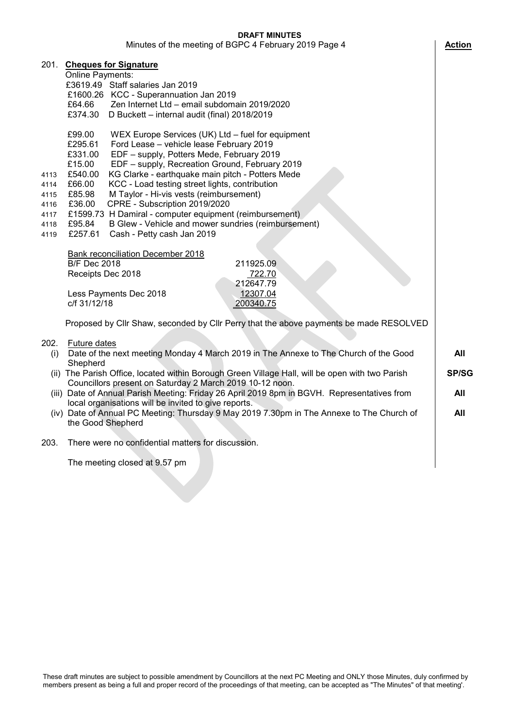**DRAFT MINUTES**

Minutes of the meeting of BGPC 4 February 2019 Page 4

**Action**

201. **Cheques for Signature**

Online Payments:

£3619.49 Staff salaries Jan 2019
£1600.26 KCC - Superannuation Jan 2019
£64.66 Zen Internet Ltd – email subdomain 2019/2020
£374.30 D Buckett – internal audit (final) 2018/2019

£99.00 WEX Europe Services (UK) Ltd – fuel for equipment
£295.61 Ford Lease – vehicle lease February 2019
£331.00 EDF – supply, Potters Mede, February 2019
£15.00 EDF – supply, Recreation Ground, February 2019
4113 £540.00 KG Clarke - earthquake main pitch - Potters Mede
4114 £66.00 KCC - Load testing street lights, contribution
4115 £85.98 M Taylor - Hi-vis vests (reimbursement)
4116 £36.00 CPRE - Subscription 2019/2020
4117 £1599.73 H Damiral - computer equipment (reimbursement)
4118 £95.84 B Glew - Vehicle and mower sundries (reimbursement)
4119 £257.61 Cash - Petty cash Jan 2019

Bank reconciliation December 2018

| | |
|---|---|
| B/F Dec 2018 | 211925.09 |
| Receipts Dec 2018 | 722.70 |
| | 212647.79 |
| Less Payments Dec 2018 | 12307.04 |
| c/f 31/12/18 | 200340.75 |

Proposed by Cllr Shaw, seconded by Cllr Perry that the above payments be made RESOLVED

202. Future dates

(i) Date of the next meeting Monday 4 March 2019 in The Annexe to The Church of the Good Shepherd — **All**

(ii) The Parish Office, located within Borough Green Village Hall, will be open with two Parish Councillors present on Saturday 2 March 2019 10-12 noon. — **SP/SG**

(iii) Date of Annual Parish Meeting: Friday 26 April 2019 8pm in BGVH. Representatives from local organisations will be invited to give reports. — **All**

(iv) Date of Annual PC Meeting: Thursday 9 May 2019 7.30pm in The Annexe to The Church of the Good Shepherd — **All**

203. There were no confidential matters for discussion.

The meeting closed at 9.57 pm

These draft minutes are subject to possible amendment by Councillors at the next PC Meeting and ONLY those Minutes, duly confirmed by members present as being a full and proper record of the proceedings of that meeting, can be accepted as "The Minutes" of that meeting'.